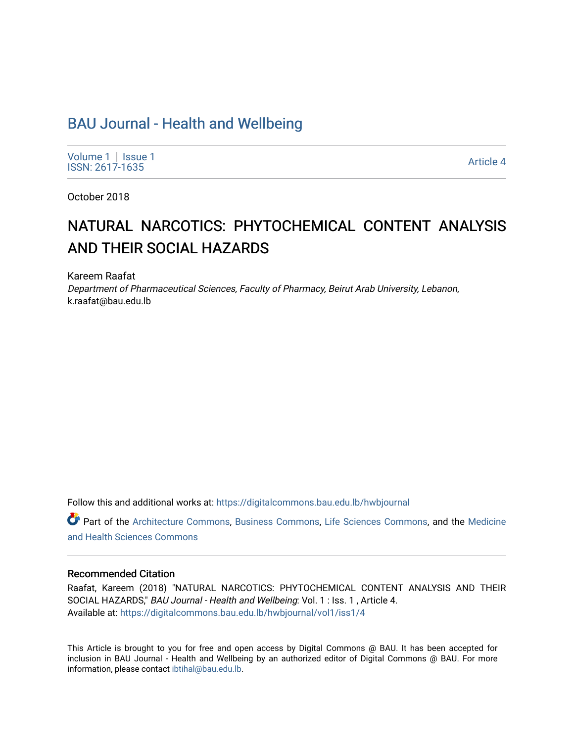# BAU Journal - Health and Wellbeing

Volume 1 | Issue 1
ISSN: 2617-1635

Article 4

October 2018

# NATURAL NARCOTICS: PHYTOCHEMICAL CONTENT ANALYSIS AND THEIR SOCIAL HAZARDS

Kareem Raafat
*Department of Pharmaceutical Sciences, Faculty of Pharmacy, Beirut Arab University, Lebanon*, k.raafat@bau.edu.lb

Follow this and additional works at: https://digitalcommons.bau.edu.lb/hwbjournal

Part of the Architecture Commons, Business Commons, Life Sciences Commons, and the Medicine and Health Sciences Commons

## Recommended Citation

Raafat, Kareem (2018) "NATURAL NARCOTICS: PHYTOCHEMICAL CONTENT ANALYSIS AND THEIR SOCIAL HAZARDS," *BAU Journal - Health and Wellbeing*: Vol. 1 : Iss. 1 , Article 4.
Available at: https://digitalcommons.bau.edu.lb/hwbjournal/vol1/iss1/4

This Article is brought to you for free and open access by Digital Commons @ BAU. It has been accepted for inclusion in BAU Journal - Health and Wellbeing by an authorized editor of Digital Commons @ BAU. For more information, please contact ibtihal@bau.edu.lb.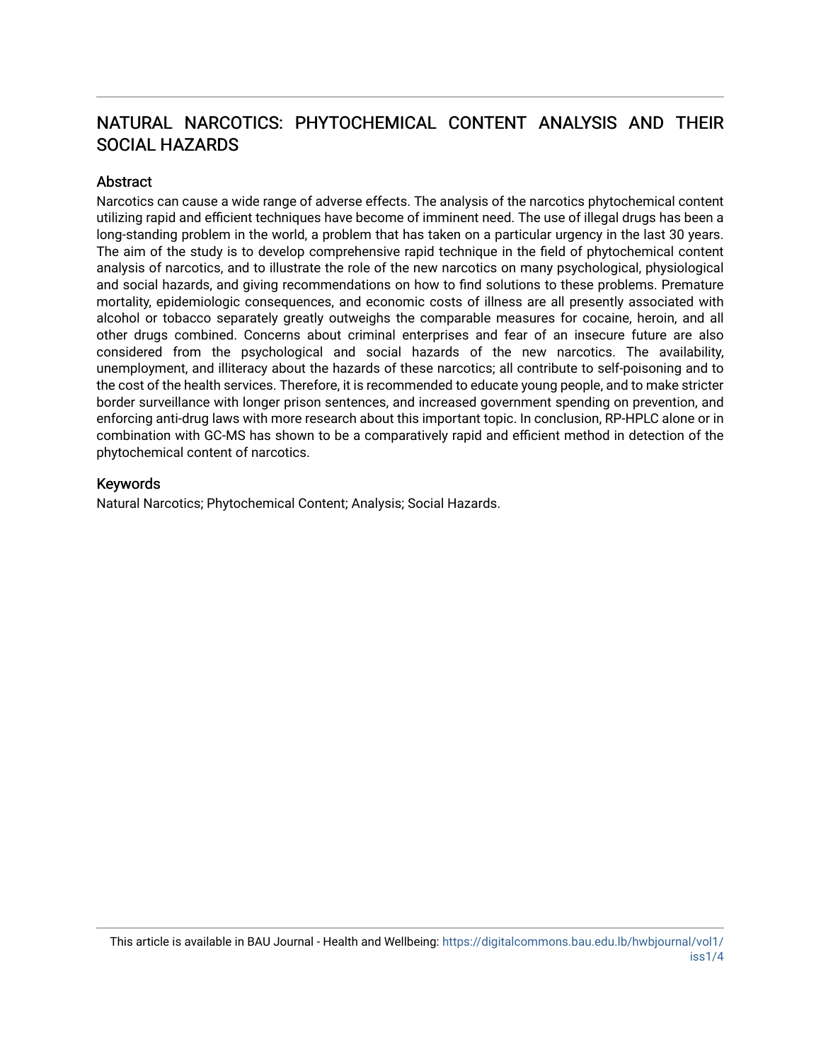# NATURAL NARCOTICS: PHYTOCHEMICAL CONTENT ANALYSIS AND THEIR SOCIAL HAZARDS

## Abstract

Narcotics can cause a wide range of adverse effects. The analysis of the narcotics phytochemical content utilizing rapid and efficient techniques have become of imminent need. The use of illegal drugs has been a long-standing problem in the world, a problem that has taken on a particular urgency in the last 30 years. The aim of the study is to develop comprehensive rapid technique in the field of phytochemical content analysis of narcotics, and to illustrate the role of the new narcotics on many psychological, physiological and social hazards, and giving recommendations on how to find solutions to these problems. Premature mortality, epidemiologic consequences, and economic costs of illness are all presently associated with alcohol or tobacco separately greatly outweighs the comparable measures for cocaine, heroin, and all other drugs combined. Concerns about criminal enterprises and fear of an insecure future are also considered from the psychological and social hazards of the new narcotics. The availability, unemployment, and illiteracy about the hazards of these narcotics; all contribute to self-poisoning and to the cost of the health services. Therefore, it is recommended to educate young people, and to make stricter border surveillance with longer prison sentences, and increased government spending on prevention, and enforcing anti-drug laws with more research about this important topic. In conclusion, RP-HPLC alone or in combination with GC-MS has shown to be a comparatively rapid and efficient method in detection of the phytochemical content of narcotics.

## Keywords

Natural Narcotics; Phytochemical Content; Analysis; Social Hazards.

This article is available in BAU Journal - Health and Wellbeing: https://digitalcommons.bau.edu.lb/hwbjournal/vol1/iss1/4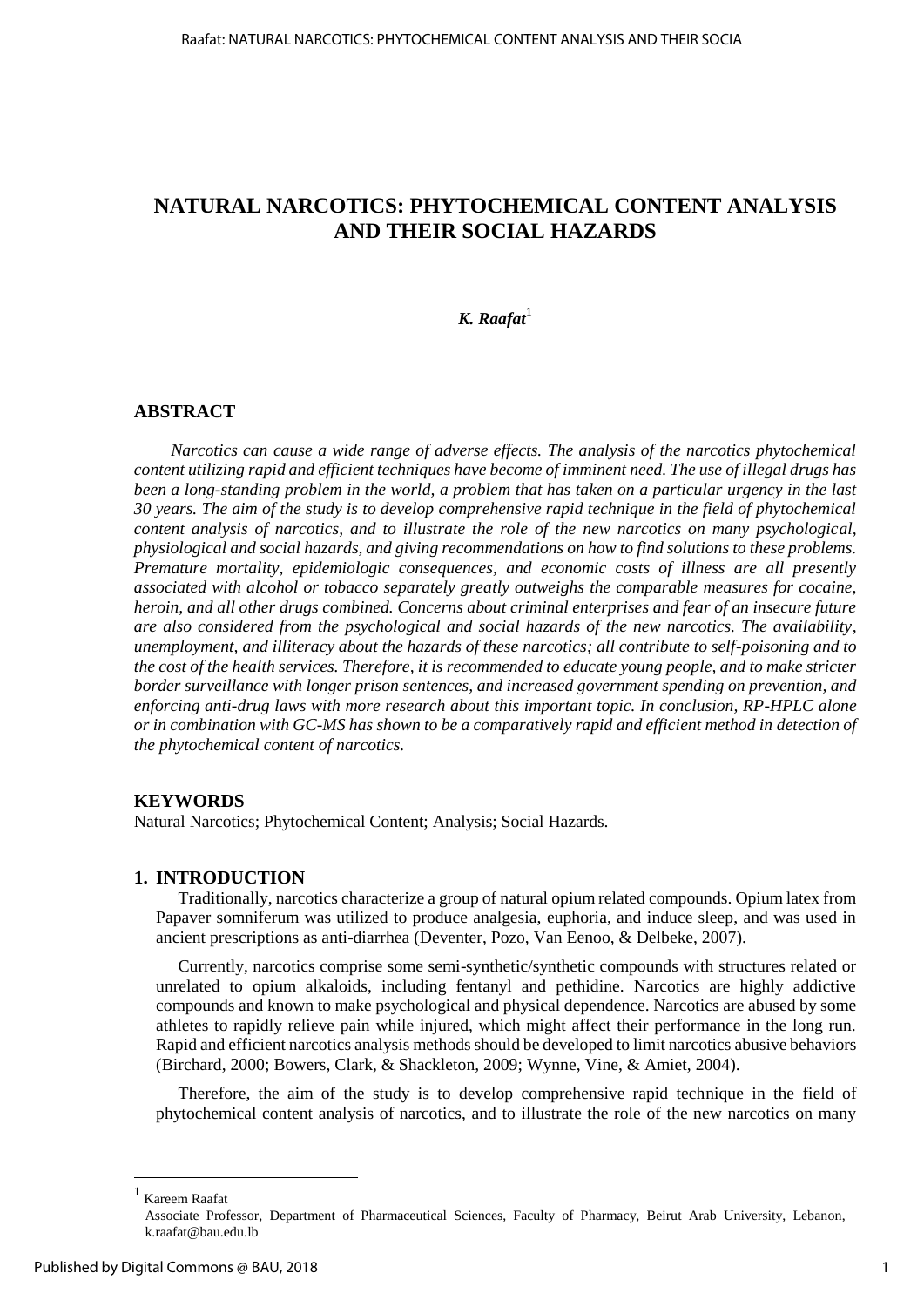# NATURAL NARCOTICS: PHYTOCHEMICAL CONTENT ANALYSIS AND THEIR SOCIAL HAZARDS

***K. Raafat***[1]

## ABSTRACT

*Narcotics can cause a wide range of adverse effects. The analysis of the narcotics phytochemical content utilizing rapid and efficient techniques have become of imminent need. The use of illegal drugs has been a long-standing problem in the world, a problem that has taken on a particular urgency in the last 30 years. The aim of the study is to develop comprehensive rapid technique in the field of phytochemical content analysis of narcotics, and to illustrate the role of the new narcotics on many psychological, physiological and social hazards, and giving recommendations on how to find solutions to these problems. Premature mortality, epidemiologic consequences, and economic costs of illness are all presently associated with alcohol or tobacco separately greatly outweighs the comparable measures for cocaine, heroin, and all other drugs combined. Concerns about criminal enterprises and fear of an insecure future are also considered from the psychological and social hazards of the new narcotics. The availability, unemployment, and illiteracy about the hazards of these narcotics; all contribute to self-poisoning and to the cost of the health services. Therefore, it is recommended to educate young people, and to make stricter border surveillance with longer prison sentences, and increased government spending on prevention, and enforcing anti-drug laws with more research about this important topic. In conclusion, RP-HPLC alone or in combination with GC-MS has shown to be a comparatively rapid and efficient method in detection of the phytochemical content of narcotics.*

## KEYWORDS

Natural Narcotics; Phytochemical Content; Analysis; Social Hazards.

## 1. INTRODUCTION

Traditionally, narcotics characterize a group of natural opium related compounds. Opium latex from Papaver somniferum was utilized to produce analgesia, euphoria, and induce sleep, and was used in ancient prescriptions as anti-diarrhea (Deventer, Pozo, Van Eenoo, & Delbeke, 2007).

Currently, narcotics comprise some semi-synthetic/synthetic compounds with structures related or unrelated to opium alkaloids, including fentanyl and pethidine. Narcotics are highly addictive compounds and known to make psychological and physical dependence. Narcotics are abused by some athletes to rapidly relieve pain while injured, which might affect their performance in the long run. Rapid and efficient narcotics analysis methods should be developed to limit narcotics abusive behaviors (Birchard, 2000; Bowers, Clark, & Shackleton, 2009; Wynne, Vine, & Amiet, 2004).

Therefore, the aim of the study is to develop comprehensive rapid technique in the field of phytochemical content analysis of narcotics, and to illustrate the role of the new narcotics on many

---

[1] Kareem Raafat
Associate Professor, Department of Pharmaceutical Sciences, Faculty of Pharmacy, Beirut Arab University, Lebanon, k.raafat@bau.edu.lb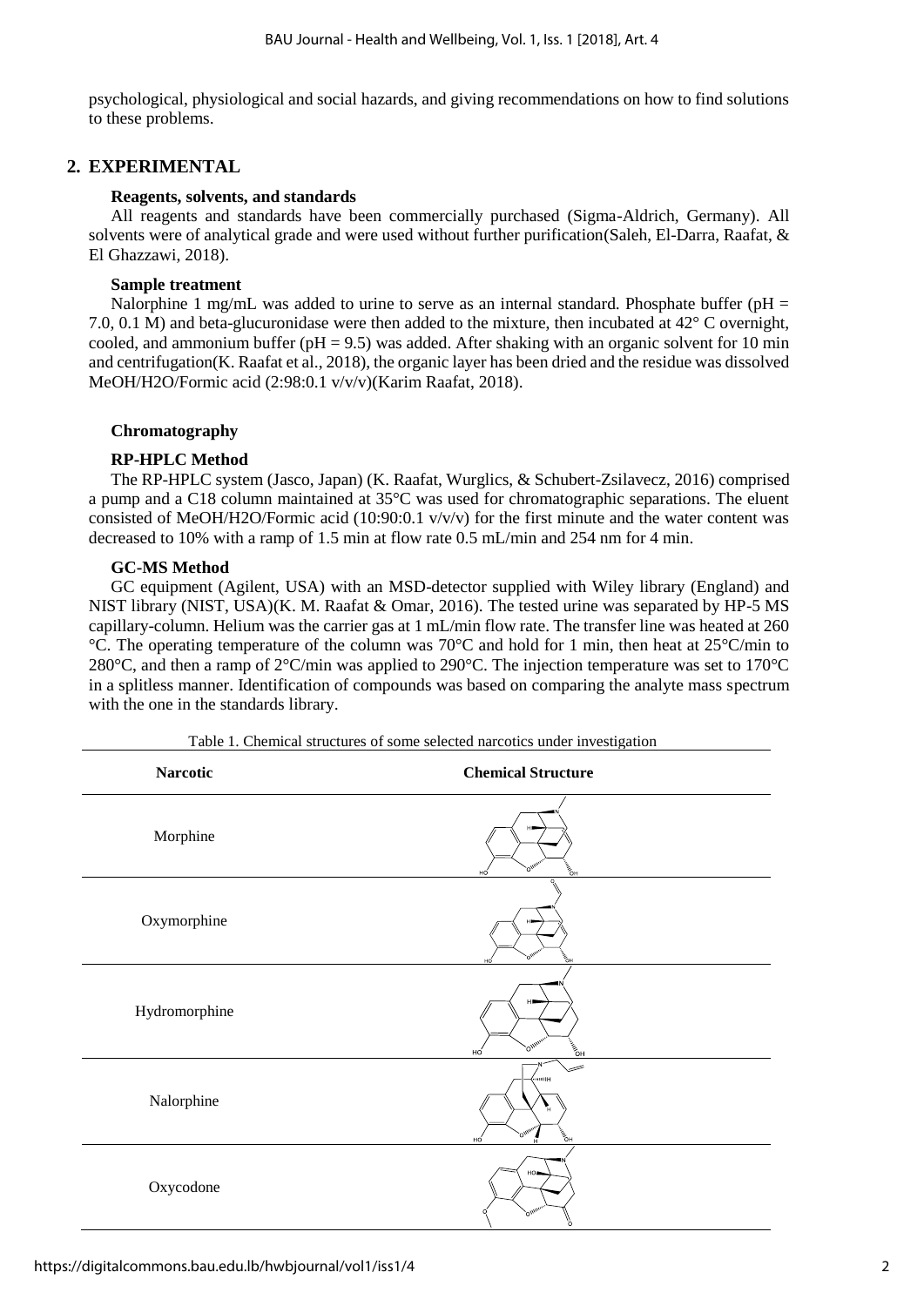psychological, physiological and social hazards, and giving recommendations on how to find solutions to these problems.

## 2. EXPERIMENTAL

### Reagents, solvents, and standards

All reagents and standards have been commercially purchased (Sigma-Aldrich, Germany). All solvents were of analytical grade and were used without further purification(Saleh, El-Darra, Raafat, & El Ghazzawi, 2018).

### Sample treatment

Nalorphine 1 mg/mL was added to urine to serve as an internal standard. Phosphate buffer (pH = 7.0, 0.1 M) and beta-glucuronidase were then added to the mixture, then incubated at 42° C overnight, cooled, and ammonium buffer (pH = 9.5) was added. After shaking with an organic solvent for 10 min and centrifugation(K. Raafat et al., 2018), the organic layer has been dried and the residue was dissolved MeOH/H2O/Formic acid (2:98:0.1 v/v/v)(Karim Raafat, 2018).

### Chromatography

#### RP-HPLC Method

The RP-HPLC system (Jasco, Japan) (K. Raafat, Wurglics, & Schubert-Zsilavecz, 2016) comprised a pump and a C18 column maintained at 35°C was used for chromatographic separations. The eluent consisted of MeOH/H2O/Formic acid (10:90:0.1 v/v/v) for the first minute and the water content was decreased to 10% with a ramp of 1.5 min at flow rate 0.5 mL/min and 254 nm for 4 min.

#### GC-MS Method

GC equipment (Agilent, USA) with an MSD-detector supplied with Wiley library (England) and NIST library (NIST, USA)(K. M. Raafat & Omar, 2016). The tested urine was separated by HP-5 MS capillary-column. Helium was the carrier gas at 1 mL/min flow rate. The transfer line was heated at 260 °C. The operating temperature of the column was 70°C and hold for 1 min, then heat at 25°C/min to 280°C, and then a ramp of 2°C/min was applied to 290°C. The injection temperature was set to 170°C in a splitless manner. Identification of compounds was based on comparing the analyte mass spectrum with the one in the standards library.

Table 1. Chemical structures of some selected narcotics under investigation

| Narcotic | Chemical Structure |
|---|---|
| Morphine | |
| Oxymorphine | |
| Hydromorphine | |
| Nalorphine | |
| Oxycodone | |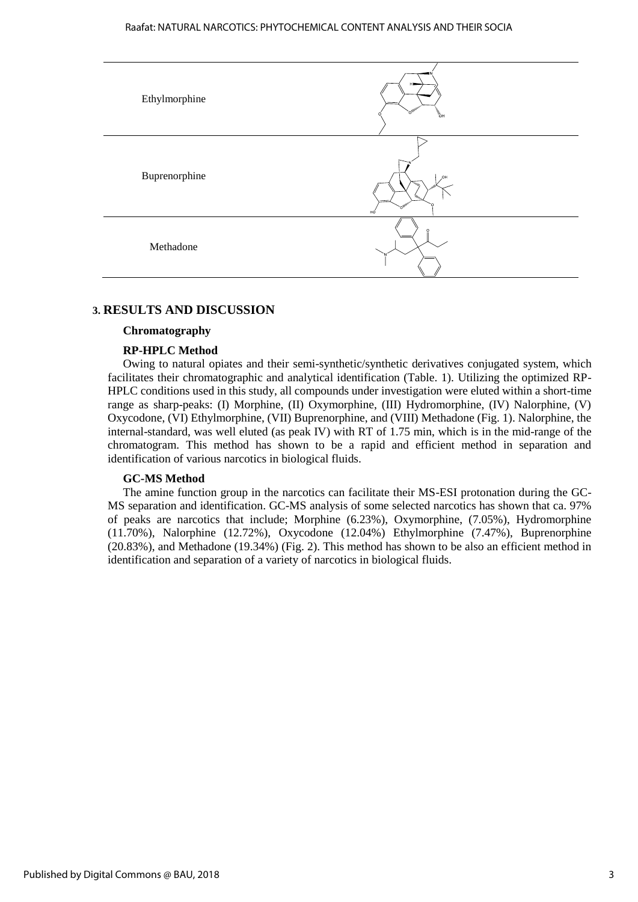| | |
|---|---|
| Ethylmorphine | |
| Buprenorphine | |
| Methadone | |

## 3. RESULTS AND DISCUSSION

### Chromatography

#### RP-HPLC Method

Owing to natural opiates and their semi-synthetic/synthetic derivatives conjugated system, which facilitates their chromatographic and analytical identification (Table. 1). Utilizing the optimized RP-HPLC conditions used in this study, all compounds under investigation were eluted within a short-time range as sharp-peaks: (I) Morphine, (II) Oxymorphine, (III) Hydromorphine, (IV) Nalorphine, (V) Oxycodone, (VI) Ethylmorphine, (VII) Buprenorphine, and (VIII) Methadone (Fig. 1). Nalorphine, the internal-standard, was well eluted (as peak IV) with RT of 1.75 min, which is in the mid-range of the chromatogram. This method has shown to be a rapid and efficient method in separation and identification of various narcotics in biological fluids.

#### GC-MS Method

The amine function group in the narcotics can facilitate their MS-ESI protonation during the GC-MS separation and identification. GC-MS analysis of some selected narcotics has shown that ca. 97% of peaks are narcotics that include; Morphine (6.23%), Oxymorphine, (7.05%), Hydromorphine (11.70%), Nalorphine (12.72%), Oxycodone (12.04%) Ethylmorphine (7.47%), Buprenorphine (20.83%), and Methadone (19.34%) (Fig. 2). This method has shown to be also an efficient method in identification and separation of a variety of narcotics in biological fluids.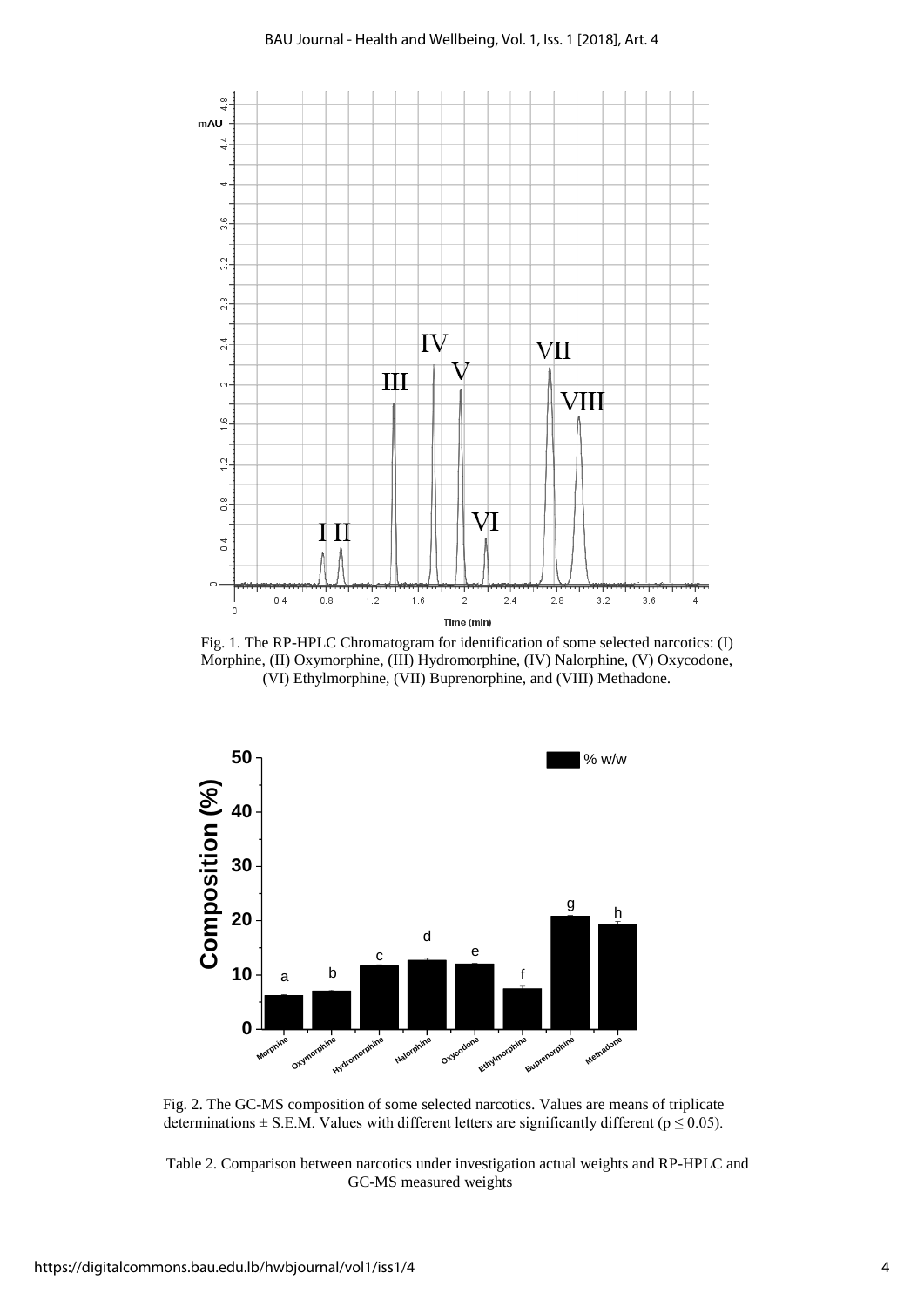Fig. 1. The RP-HPLC Chromatogram for identification of some selected narcotics: (I) Morphine, (II) Oxymorphine, (III) Hydromorphine, (IV) Nalorphine, (V) Oxycodone, (VI) Ethylmorphine, (VII) Buprenorphine, and (VIII) Methadone.

Fig. 2. The GC-MS composition of some selected narcotics. Values are means of triplicate determinations ± S.E.M. Values with different letters are significantly different ($p \leq 0.05$).

Table 2. Comparison between narcotics under investigation actual weights and RP-HPLC and GC-MS measured weights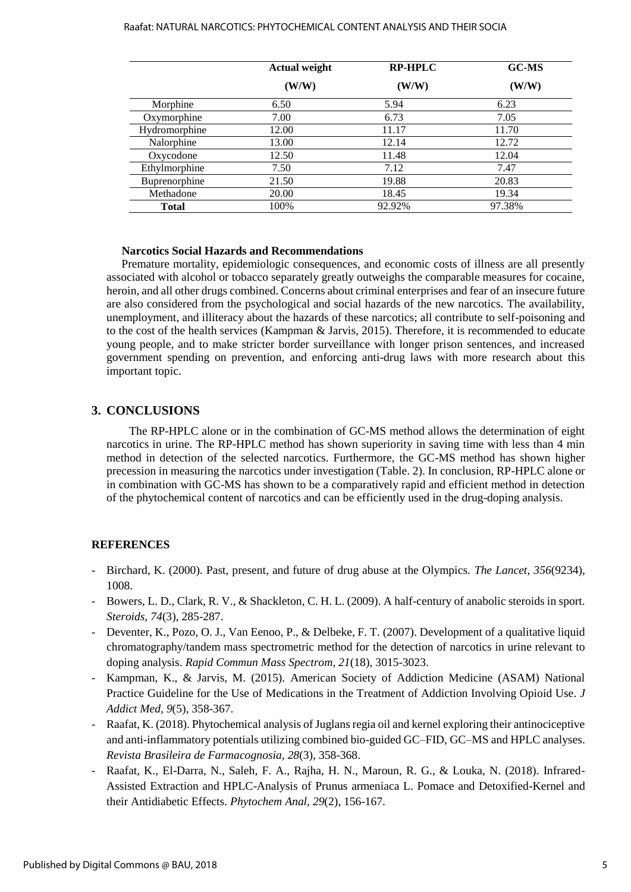|  | Actual weight (W/W) | RP-HPLC (W/W) | GC-MS (W/W) |
|---|---|---|---|
| Morphine | 6.50 | 5.94 | 6.23 |
| Oxymorphine | 7.00 | 6.73 | 7.05 |
| Hydromorphine | 12.00 | 11.17 | 11.70 |
| Nalorphine | 13.00 | 12.14 | 12.72 |
| Oxycodone | 12.50 | 11.48 | 12.04 |
| Ethylmorphine | 7.50 | 7.12 | 7.47 |
| Buprenorphine | 21.50 | 19.88 | 20.83 |
| Methadone | 20.00 | 18.45 | 19.34 |
| **Total** | 100% | 92.92% | 97.38% |

### Narcotics Social Hazards and Recommendations

Premature mortality, epidemiologic consequences, and economic costs of illness are all presently associated with alcohol or tobacco separately greatly outweighs the comparable measures for cocaine, heroin, and all other drugs combined. Concerns about criminal enterprises and fear of an insecure future are also considered from the psychological and social hazards of the new narcotics. The availability, unemployment, and illiteracy about the hazards of these narcotics; all contribute to self-poisoning and to the cost of the health services (Kampman & Jarvis, 2015). Therefore, it is recommended to educate young people, and to make stricter border surveillance with longer prison sentences, and increased government spending on prevention, and enforcing anti-drug laws with more research about this important topic.

## 3. CONCLUSIONS

The RP-HPLC alone or in the combination of GC-MS method allows the determination of eight narcotics in urine. The RP-HPLC method has shown superiority in saving time with less than 4 min method in detection of the selected narcotics. Furthermore, the GC-MS method has shown higher precession in measuring the narcotics under investigation (Table. 2). In conclusion, RP-HPLC alone or in combination with GC-MS has shown to be a comparatively rapid and efficient method in detection of the phytochemical content of narcotics and can be efficiently used in the drug-doping analysis.

## REFERENCES

- Birchard, K. (2000). Past, present, and future of drug abuse at the Olympics. *The Lancet, 356*(9234), 1008.
- Bowers, L. D., Clark, R. V., & Shackleton, C. H. L. (2009). A half-century of anabolic steroids in sport. *Steroids, 74*(3), 285-287.
- Deventer, K., Pozo, O. J., Van Eenoo, P., & Delbeke, F. T. (2007). Development of a qualitative liquid chromatography/tandem mass spectrometric method for the detection of narcotics in urine relevant to doping analysis. *Rapid Commun Mass Spectrom, 21*(18), 3015-3023.
- Kampman, K., & Jarvis, M. (2015). American Society of Addiction Medicine (ASAM) National Practice Guideline for the Use of Medications in the Treatment of Addiction Involving Opioid Use. *J Addict Med, 9*(5), 358-367.
- Raafat, K. (2018). Phytochemical analysis of Juglans regia oil and kernel exploring their antinociceptive and anti-inflammatory potentials utilizing combined bio-guided GC–FID, GC–MS and HPLC analyses. *Revista Brasileira de Farmacognosia, 28*(3), 358-368.
- Raafat, K., El-Darra, N., Saleh, F. A., Rajha, H. N., Maroun, R. G., & Louka, N. (2018). Infrared-Assisted Extraction and HPLC-Analysis of Prunus armeniaca L. Pomace and Detoxified-Kernel and their Antidiabetic Effects. *Phytochem Anal, 29*(2), 156-167.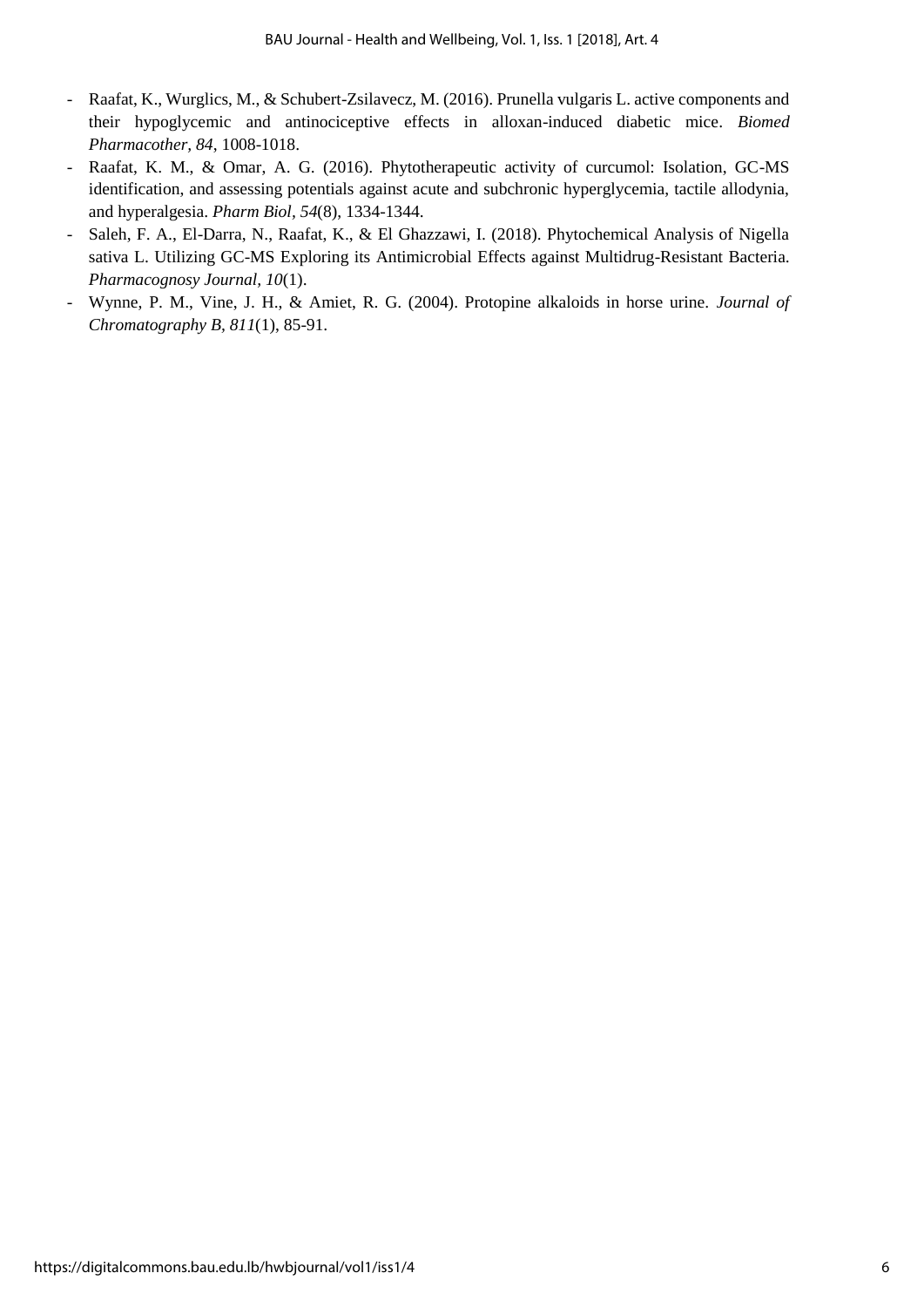- Raafat, K., Wurglics, M., & Schubert-Zsilavecz, M. (2016). Prunella vulgaris L. active components and their hypoglycemic and antinociceptive effects in alloxan-induced diabetic mice. *Biomed Pharmacother, 84*, 1008-1018.
- Raafat, K. M., & Omar, A. G. (2016). Phytotherapeutic activity of curcumol: Isolation, GC-MS identification, and assessing potentials against acute and subchronic hyperglycemia, tactile allodynia, and hyperalgesia. *Pharm Biol, 54*(8), 1334-1344.
- Saleh, F. A., El-Darra, N., Raafat, K., & El Ghazzawi, I. (2018). Phytochemical Analysis of Nigella sativa L. Utilizing GC-MS Exploring its Antimicrobial Effects against Multidrug-Resistant Bacteria. *Pharmacognosy Journal*, *10*(1).
- Wynne, P. M., Vine, J. H., & Amiet, R. G. (2004). Protopine alkaloids in horse urine. *Journal of Chromatography B, 811*(1), 85-91.